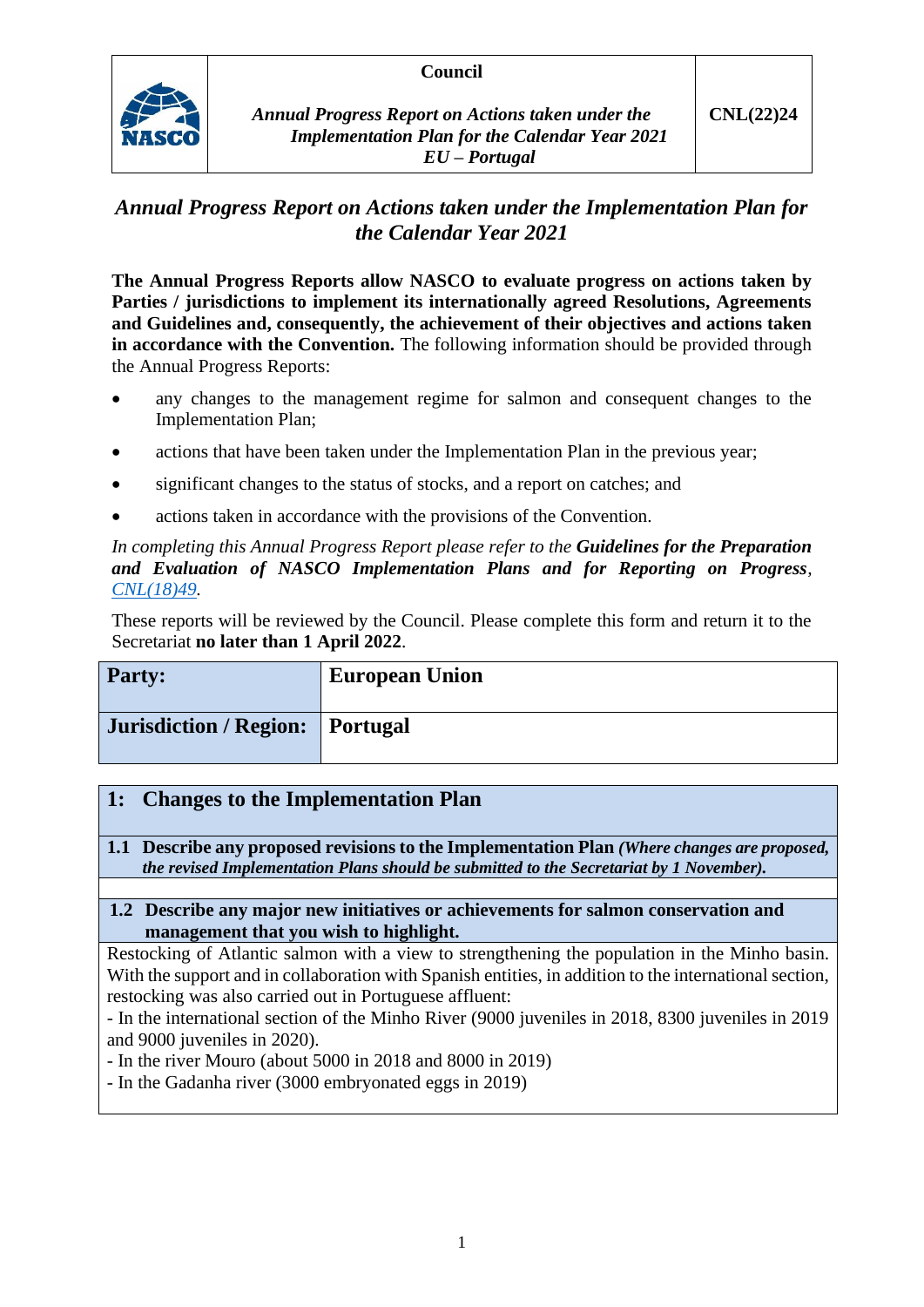| | Council<br><br>*Annual Progress Report on Actions taken under the Implementation Plan for the Calendar Year 2021*<br>*EU – Portugal* | **CNL(22)24** |
|---|---|---|

# *Annual Progress Report on Actions taken under the Implementation Plan for the Calendar Year 2021*

**The Annual Progress Reports allow NASCO to evaluate progress on actions taken by Parties / jurisdictions to implement its internationally agreed Resolutions, Agreements and Guidelines and, consequently, the achievement of their objectives and actions taken in accordance with the Convention.** The following information should be provided through the Annual Progress Reports:

- any changes to the management regime for salmon and consequent changes to the Implementation Plan;
- actions that have been taken under the Implementation Plan in the previous year;
- significant changes to the status of stocks, and a report on catches; and
- actions taken in accordance with the provisions of the Convention.

*In completing this Annual Progress Report please refer to the* ***Guidelines for the Preparation and Evaluation of NASCO Implementation Plans and for Reporting on Progress****, CNL(18)49.*

These reports will be reviewed by the Council. Please complete this form and return it to the Secretariat **no later than 1 April 2022**.

| **Party:** | **European Union** |
|---|---|
| **Jurisdiction / Region:** | **Portugal** |

## 1: Changes to the Implementation Plan

**1.1 Describe any proposed revisions to the Implementation Plan** ***(Where changes are proposed, the revised Implementation Plans should be submitted to the Secretariat by 1 November).***

**1.2 Describe any major new initiatives or achievements for salmon conservation and management that you wish to highlight.**

Restocking of Atlantic salmon with a view to strengthening the population in the Minho basin. With the support and in collaboration with Spanish entities, in addition to the international section, restocking was also carried out in Portuguese affluent:

- In the international section of the Minho River (9000 juveniles in 2018, 8300 juveniles in 2019 and 9000 juveniles in 2020).
- In the river Mouro (about 5000 in 2018 and 8000 in 2019)
- In the Gadanha river (3000 embryonated eggs in 2019)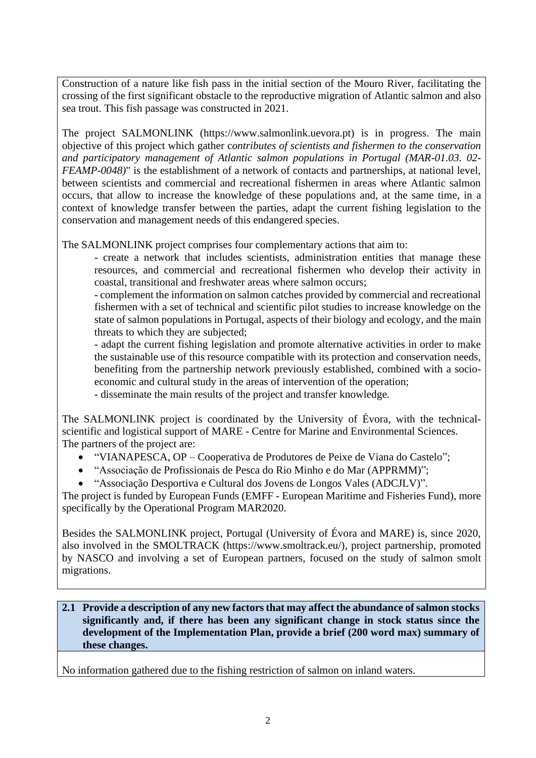Construction of a nature like fish pass in the initial section of the Mouro River, facilitating the crossing of the first significant obstacle to the reproductive migration of Atlantic salmon and also sea trout. This fish passage was constructed in 2021.

The project SALMONLINK (https://www.salmonlink.uevora.pt) is in progress. The main objective of this project which gather c*ontributes of scientists and fishermen to the conservation and participatory management of Atlantic salmon populations in Portugal (MAR-01.03. 02-FEAMP-0048)*" is the establishment of a network of contacts and partnerships, at national level, between scientists and commercial and recreational fishermen in areas where Atlantic salmon occurs, that allow to increase the knowledge of these populations and, at the same time, in a context of knowledge transfer between the parties, adapt the current fishing legislation to the conservation and management needs of this endangered species.

The SALMONLINK project comprises four complementary actions that aim to:

- create a network that includes scientists, administration entities that manage these resources, and commercial and recreational fishermen who develop their activity in coastal, transitional and freshwater areas where salmon occurs;
- complement the information on salmon catches provided by commercial and recreational fishermen with a set of technical and scientific pilot studies to increase knowledge on the state of salmon populations in Portugal, aspects of their biology and ecology, and the main threats to which they are subjected;
- adapt the current fishing legislation and promote alternative activities in order to make the sustainable use of this resource compatible with its protection and conservation needs, benefiting from the partnership network previously established, combined with a socio-economic and cultural study in the areas of intervention of the operation;
- disseminate the main results of the project and transfer knowledge.

The SALMONLINK project is coordinated by the University of Évora, with the technical-scientific and logistical support of MARE - Centre for Marine and Environmental Sciences.
The partners of the project are:

- "VIANAPESCA, OP – Cooperativa de Produtores de Peixe de Viana do Castelo";
- "Associação de Profissionais de Pesca do Rio Minho e do Mar (APPRMM)";
- "Associação Desportiva e Cultural dos Jovens de Longos Vales (ADCJLV)".

The project is funded by European Funds (EMFF - European Maritime and Fisheries Fund), more specifically by the Operational Program MAR2020.

Besides the SALMONLINK project, Portugal (University of Évora and MARE) is, since 2020, also involved in the SMOLTRACK (https://www.smoltrack.eu/), project partnership, promoted by NASCO and involving a set of European partners, focused on the study of salmon smolt migrations.

**2.1 Provide a description of any new factors that may affect the abundance of salmon stocks significantly and, if there has been any significant change in stock status since the development of the Implementation Plan, provide a brief (200 word max) summary of these changes.**

No information gathered due to the fishing restriction of salmon on inland waters.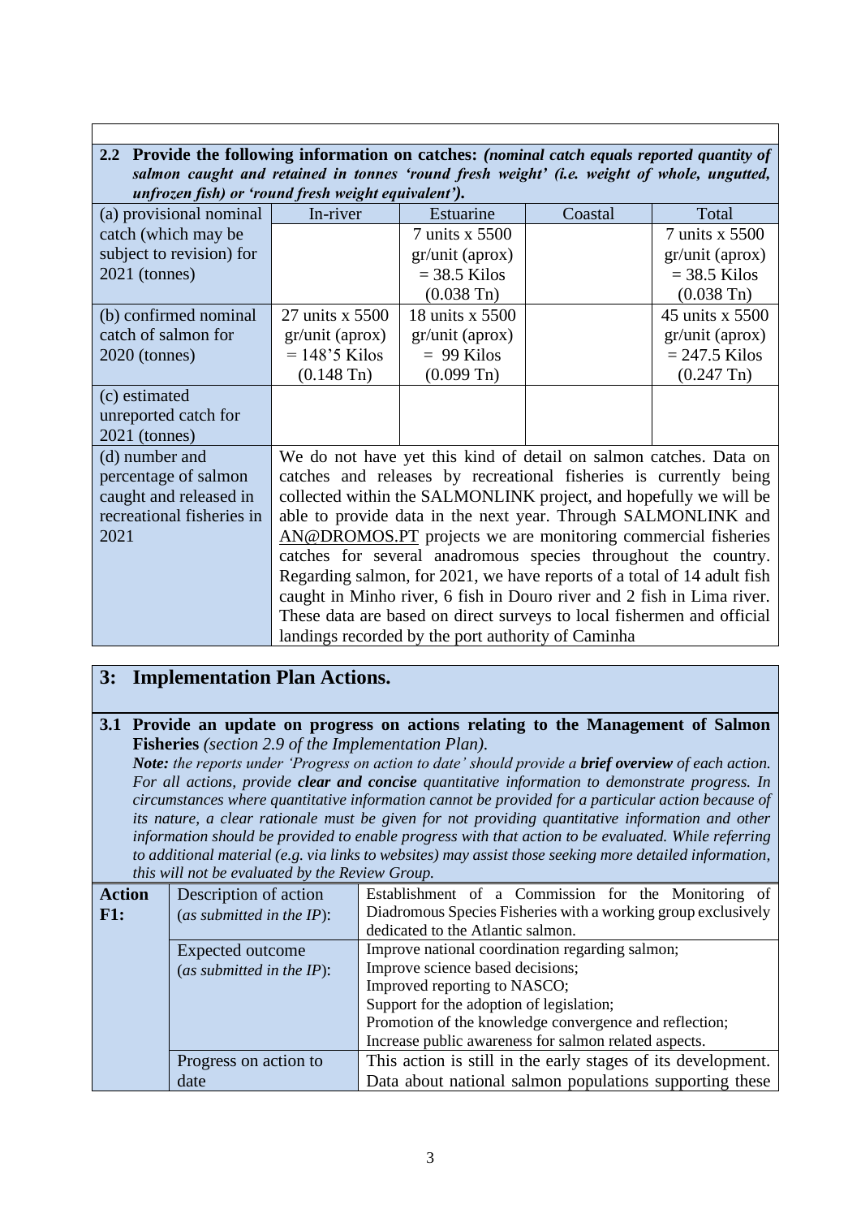**2.2 Provide the following information on catches:** ***(nominal catch equals reported quantity of salmon caught and retained in tonnes 'round fresh weight' (i.e. weight of whole, ungutted, unfrozen fish) or 'round fresh weight equivalent').***

| | In-river | Estuarine | Coastal | Total |
|---|---|---|---|---|
| (a) provisional nominal catch (which may be subject to revision) for 2021 (tonnes) | | 7 units x 5500 gr/unit (aprox) = 38.5 Kilos (0.038 Tn) | | 7 units x 5500 gr/unit (aprox) = 38.5 Kilos (0.038 Tn) |
| (b) confirmed nominal catch of salmon for 2020 (tonnes) | 27 units x 5500 gr/unit (aprox) = 148'5 Kilos (0.148 Tn) | 18 units x 5500 gr/unit (aprox) = 99 Kilos (0.099 Tn) | | 45 units x 5500 gr/unit (aprox) = 247.5 Kilos (0.247 Tn) |
| (c) estimated unreported catch for 2021 (tonnes) | | | | |
| (d) number and percentage of salmon caught and released in recreational fisheries in 2021 | We do not have yet this kind of detail on salmon catches. Data on catches and releases by recreational fisheries is currently being collected within the SALMONLINK project, and hopefully we will be able to provide data in the next year. Through SALMONLINK and AN@DROMOS.PT projects we are monitoring commercial fisheries catches for several anadromous species throughout the country. Regarding salmon, for 2021, we have reports of a total of 14 adult fish caught in Minho river, 6 fish in Douro river and 2 fish in Lima river. These data are based on direct surveys to local fishermen and official landings recorded by the port authority of Caminha | | | |

## 3: Implementation Plan Actions.

**3.1 Provide an update on progress on actions relating to the Management of Salmon Fisheries** *(section 2.9 of the Implementation Plan).*
***Note:*** *the reports under 'Progress on action to date' should provide a* ***brief overview*** *of each action. For all actions, provide* ***clear and concise*** *quantitative information to demonstrate progress. In circumstances where quantitative information cannot be provided for a particular action because of its nature, a clear rationale must be given for not providing quantitative information and other information should be provided to enable progress with that action to be evaluated. While referring to additional material (e.g. via links to websites) may assist those seeking more detailed information, this will not be evaluated by the Review Group.*

| **Action F1:** | Description of action (*as submitted in the IP*): | Establishment of a Commission for the Monitoring of Diadromous Species Fisheries with a working group exclusively dedicated to the Atlantic salmon. |
|---|---|---|
| | Expected outcome (*as submitted in the IP*): | Improve national coordination regarding salmon;<br>Improve science based decisions;<br>Improved reporting to NASCO;<br>Support for the adoption of legislation;<br>Promotion of the knowledge convergence and reflection;<br>Increase public awareness for salmon related aspects. |
| | Progress on action to date | This action is still in the early stages of its development. Data about national salmon populations supporting these |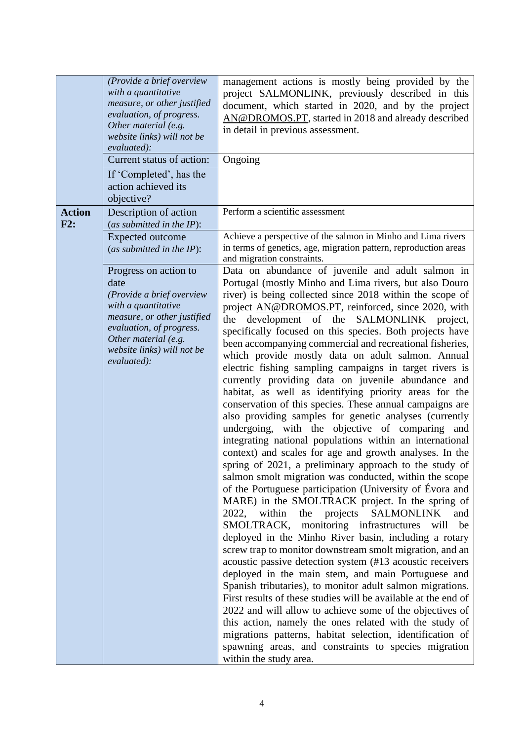| | | |
|---|---|---|
| | *(Provide a brief overview with a quantitative measure, or other justified evaluation, of progress. Other material (e.g. website links) will not be evaluated):* | management actions is mostly being provided by the project SALMONLINK, previously described in this document, which started in 2020, and by the project AN@DROMOS.PT, started in 2018 and already described in detail in previous assessment. |
| | Current status of action: | Ongoing |
| | If 'Completed', has the action achieved its objective? | |
| **Action F2:** | Description of action (*as submitted in the IP*): | Perform a scientific assessment |
| | Expected outcome (*as submitted in the IP*): | Achieve a perspective of the salmon in Minho and Lima rivers in terms of genetics, age, migration pattern, reproduction areas and migration constraints. |
| | Progress on action to date *(Provide a brief overview with a quantitative measure, or other justified evaluation, of progress. Other material (e.g. website links) will not be evaluated):* | Data on abundance of juvenile and adult salmon in Portugal (mostly Minho and Lima rivers, but also Douro river) is being collected since 2018 within the scope of project AN@DROMOS.PT, reinforced, since 2020, with the development of the SALMONLINK project, specifically focused on this species. Both projects have been accompanying commercial and recreational fisheries, which provide mostly data on adult salmon. Annual electric fishing sampling campaigns in target rivers is currently providing data on juvenile abundance and habitat, as well as identifying priority areas for the conservation of this species. These annual campaigns are also providing samples for genetic analyses (currently undergoing, with the objective of comparing and integrating national populations within an international context) and scales for age and growth analyses. In the spring of 2021, a preliminary approach to the study of salmon smolt migration was conducted, within the scope of the Portuguese participation (University of Évora and MARE) in the SMOLTRACK project. In the spring of 2022, within the projects SALMONLINK and SMOLTRACK, monitoring infrastructures will be deployed in the Minho River basin, including a rotary screw trap to monitor downstream smolt migration, and an acoustic passive detection system (#13 acoustic receivers deployed in the main stem, and main Portuguese and Spanish tributaries), to monitor adult salmon migrations. First results of these studies will be available at the end of 2022 and will allow to achieve some of the objectives of this action, namely the ones related with the study of migrations patterns, habitat selection, identification of spawning areas, and constraints to species migration within the study area. |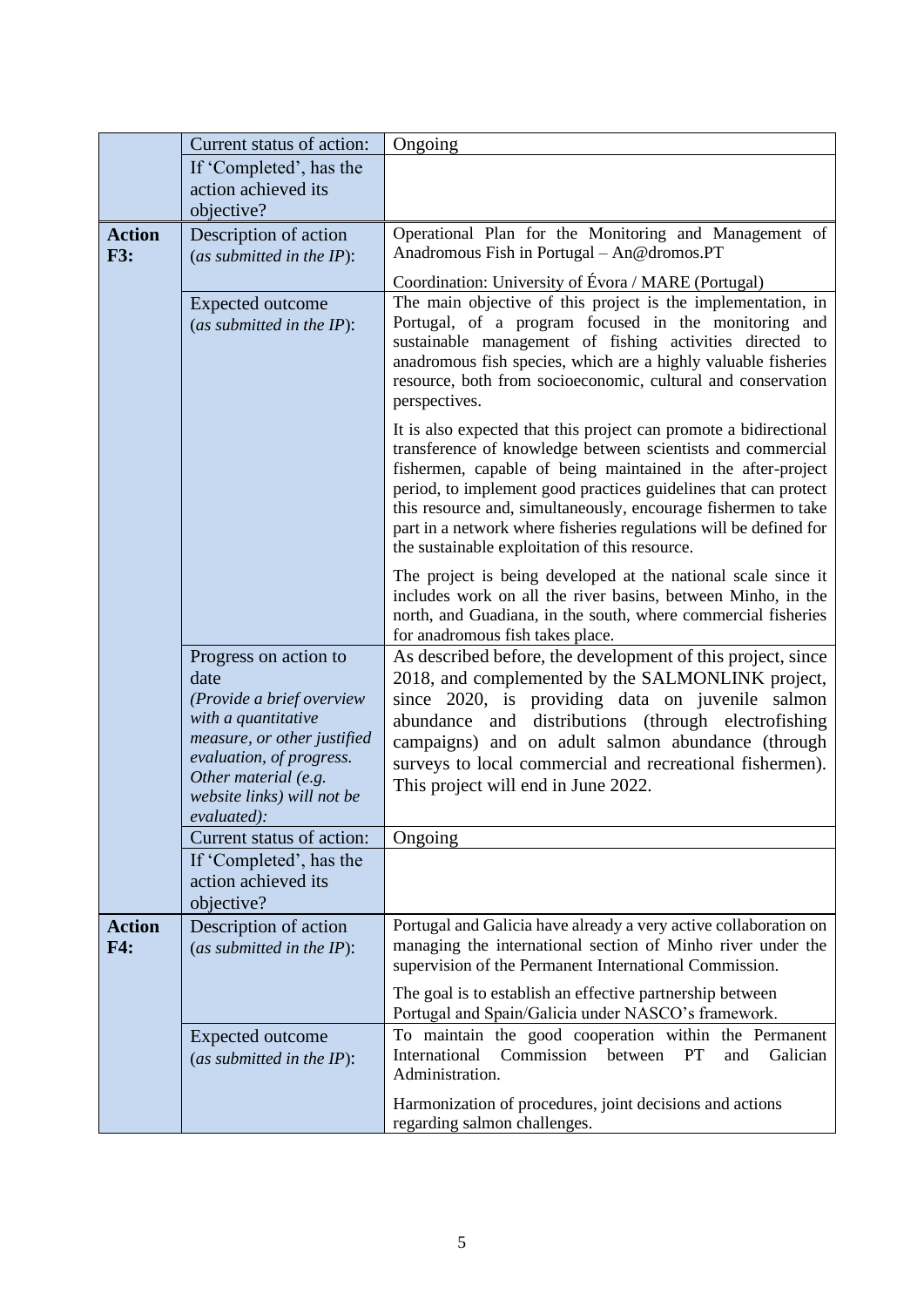| | | |
|---|---|---|
| | Current status of action: | Ongoing |
| | If 'Completed', has the action achieved its objective? | |
| **Action F3:** | Description of action (*as submitted in the IP*): | Operational Plan for the Monitoring and Management of Anadromous Fish in Portugal – An@dromos.PT<br><br>Coordination: University of Évora / MARE (Portugal) |
| | Expected outcome (*as submitted in the IP*): | The main objective of this project is the implementation, in Portugal, of a program focused in the monitoring and sustainable management of fishing activities directed to anadromous fish species, which are a highly valuable fisheries resource, both from socioeconomic, cultural and conservation perspectives.<br><br>It is also expected that this project can promote a bidirectional transference of knowledge between scientists and commercial fishermen, capable of being maintained in the after-project period, to implement good practices guidelines that can protect this resource and, simultaneously, encourage fishermen to take part in a network where fisheries regulations will be defined for the sustainable exploitation of this resource.<br><br>The project is being developed at the national scale since it includes work on all the river basins, between Minho, in the north, and Guadiana, in the south, where commercial fisheries for anadromous fish takes place. |
| | Progress on action to date (*Provide a brief overview with a quantitative measure, or other justified evaluation, of progress. Other material (e.g. website links) will not be evaluated)*: | As described before, the development of this project, since 2018, and complemented by the SALMONLINK project, since 2020, is providing data on juvenile salmon abundance and distributions (through electrofishing campaigns) and on adult salmon abundance (through surveys to local commercial and recreational fishermen). This project will end in June 2022. |
| | Current status of action: | Ongoing |
| | If 'Completed', has the action achieved its objective? | |
| **Action F4:** | Description of action (*as submitted in the IP*): | Portugal and Galicia have already a very active collaboration on managing the international section of Minho river under the supervision of the Permanent International Commission.<br><br>The goal is to establish an effective partnership between Portugal and Spain/Galicia under NASCO's framework. |
| | Expected outcome (*as submitted in the IP*): | To maintain the good cooperation within the Permanent International Commission between PT and Galician Administration.<br><br>Harmonization of procedures, joint decisions and actions regarding salmon challenges. |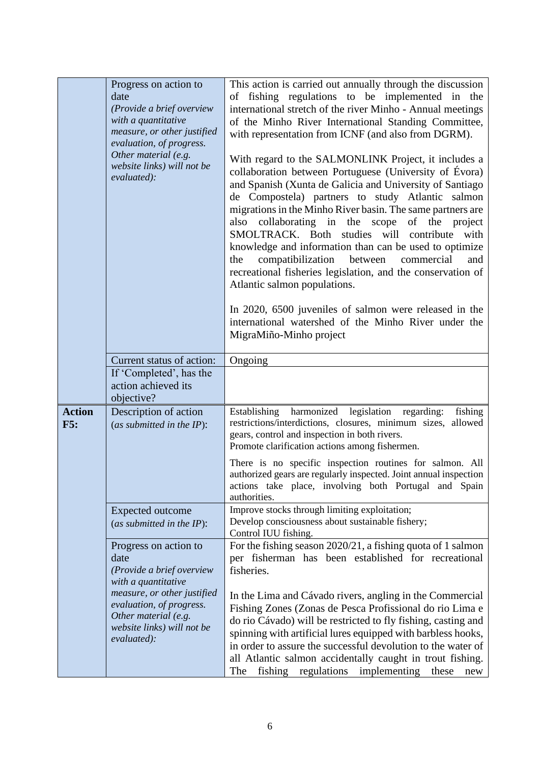| | | |
|---|---|---|
| | Progress on action to date *(Provide a brief overview with a quantitative measure, or other justified evaluation, of progress. Other material (e.g. website links) will not be evaluated):* | This action is carried out annually through the discussion of fishing regulations to be implemented in the international stretch of the river Minho - Annual meetings of the Minho River International Standing Committee, with representation from ICNF (and also from DGRM).<br><br>With regard to the SALMONLINK Project, it includes a collaboration between Portuguese (University of Évora) and Spanish (Xunta de Galicia and University of Santiago de Compostela) partners to study Atlantic salmon migrations in the Minho River basin. The same partners are also collaborating in the scope of the project SMOLTRACK. Both studies will contribute with knowledge and information than can be used to optimize the compatibilization between commercial and recreational fisheries legislation, and the conservation of Atlantic salmon populations.<br><br>In 2020, 6500 juveniles of salmon were released in the international watershed of the Minho River under the MigraMiño-Minho project |
| | Current status of action: | Ongoing |
| | If 'Completed', has the action achieved its objective? | |
| **Action F5:** | Description of action (*as submitted in the IP*): | Establishing harmonized legislation regarding: fishing restrictions/interdictions, closures, minimum sizes, allowed gears, control and inspection in both rivers.<br>Promote clarification actions among fishermen.<br><br>There is no specific inspection routines for salmon. All authorized gears are regularly inspected. Joint annual inspection actions take place, involving both Portugal and Spain authorities. |
| | Expected outcome (*as submitted in the IP*): | Improve stocks through limiting exploitation;<br>Develop consciousness about sustainable fishery;<br>Control IUU fishing. |
| | Progress on action to date *(Provide a brief overview with a quantitative measure, or other justified evaluation, of progress. Other material (e.g. website links) will not be evaluated):* | For the fishing season 2020/21, a fishing quota of 1 salmon per fisherman has been established for recreational fisheries.<br><br>In the Lima and Cávado rivers, angling in the Commercial Fishing Zones (Zonas de Pesca Profissional do rio Lima e do rio Cávado) will be restricted to fly fishing, casting and spinning with artificial lures equipped with barbless hooks, in order to assure the successful devolution to the water of all Atlantic salmon accidentally caught in trout fishing. The fishing regulations implementing these new |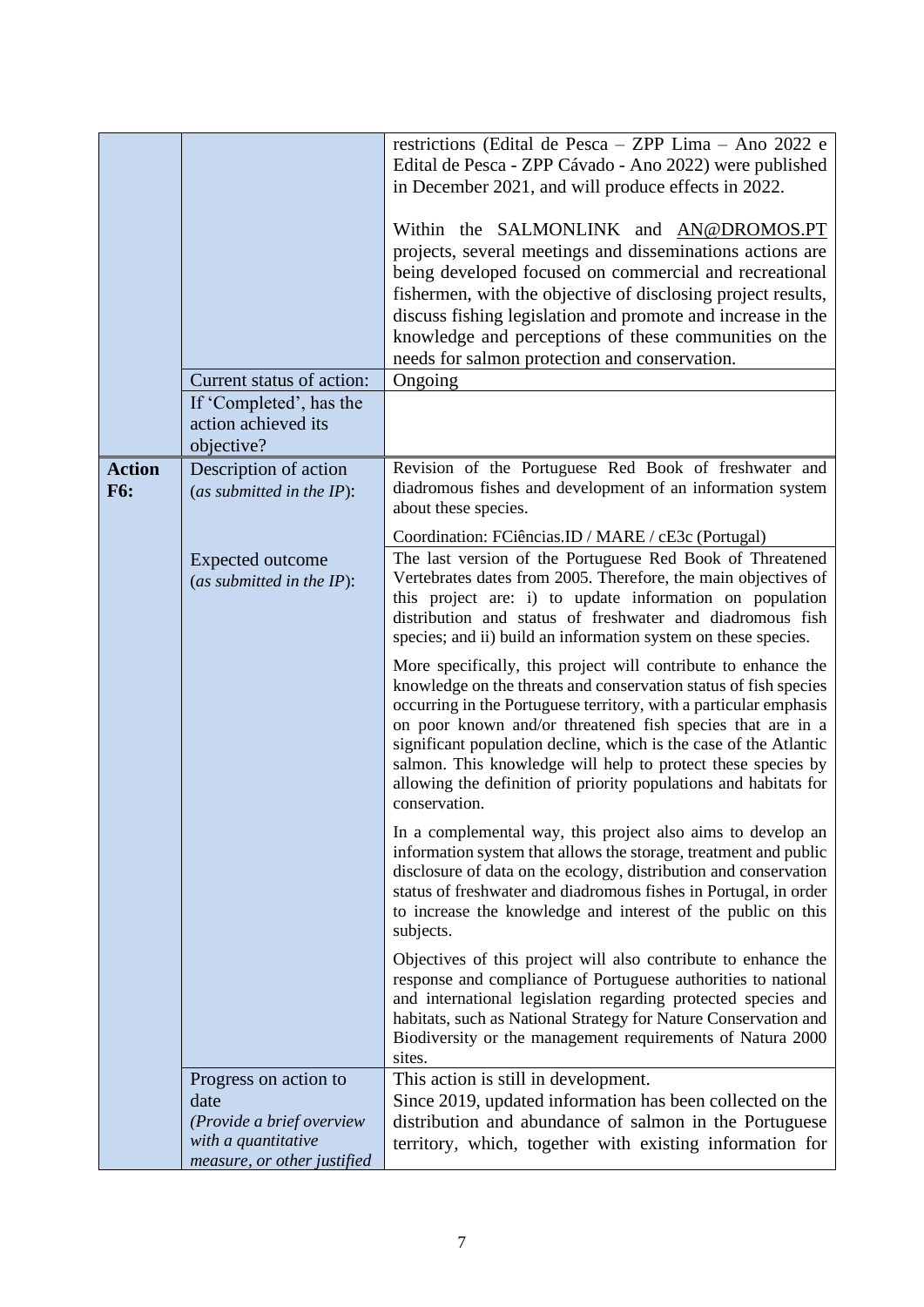| | | |
|---|---|---|
| | | restrictions (Edital de Pesca – ZPP Lima – Ano 2022 e Edital de Pesca - ZPP Cávado - Ano 2022) were published in December 2021, and will produce effects in 2022.<br><br>Within the SALMONLINK and AN@DROMOS.PT projects, several meetings and disseminations actions are being developed focused on commercial and recreational fishermen, with the objective of disclosing project results, discuss fishing legislation and promote and increase in the knowledge and perceptions of these communities on the needs for salmon protection and conservation. |
| | Current status of action: | Ongoing |
| | If 'Completed', has the action achieved its objective? | |
| **Action F6:** | Description of action (*as submitted in the IP*): | Revision of the Portuguese Red Book of freshwater and diadromous fishes and development of an information system about these species.<br><br>Coordination: FCiências.ID / MARE / cE3c (Portugal) |
| | Expected outcome (*as submitted in the IP*): | The last version of the Portuguese Red Book of Threatened Vertebrates dates from 2005. Therefore, the main objectives of this project are: i) to update information on population distribution and status of freshwater and diadromous fish species; and ii) build an information system on these species.<br><br>More specifically, this project will contribute to enhance the knowledge on the threats and conservation status of fish species occurring in the Portuguese territory, with a particular emphasis on poor known and/or threatened fish species that are in a significant population decline, which is the case of the Atlantic salmon. This knowledge will help to protect these species by allowing the definition of priority populations and habitats for conservation.<br><br>In a complemental way, this project also aims to develop an information system that allows the storage, treatment and public disclosure of data on the ecology, distribution and conservation status of freshwater and diadromous fishes in Portugal, in order to increase the knowledge and interest of the public on this subjects.<br><br>Objectives of this project will also contribute to enhance the response and compliance of Portuguese authorities to national and international legislation regarding protected species and habitats, such as National Strategy for Nature Conservation and Biodiversity or the management requirements of Natura 2000 sites. |
| | Progress on action to date (*Provide a brief overview with a quantitative measure, or other justified* | This action is still in development.<br>Since 2019, updated information has been collected on the distribution and abundance of salmon in the Portuguese territory, which, together with existing information for |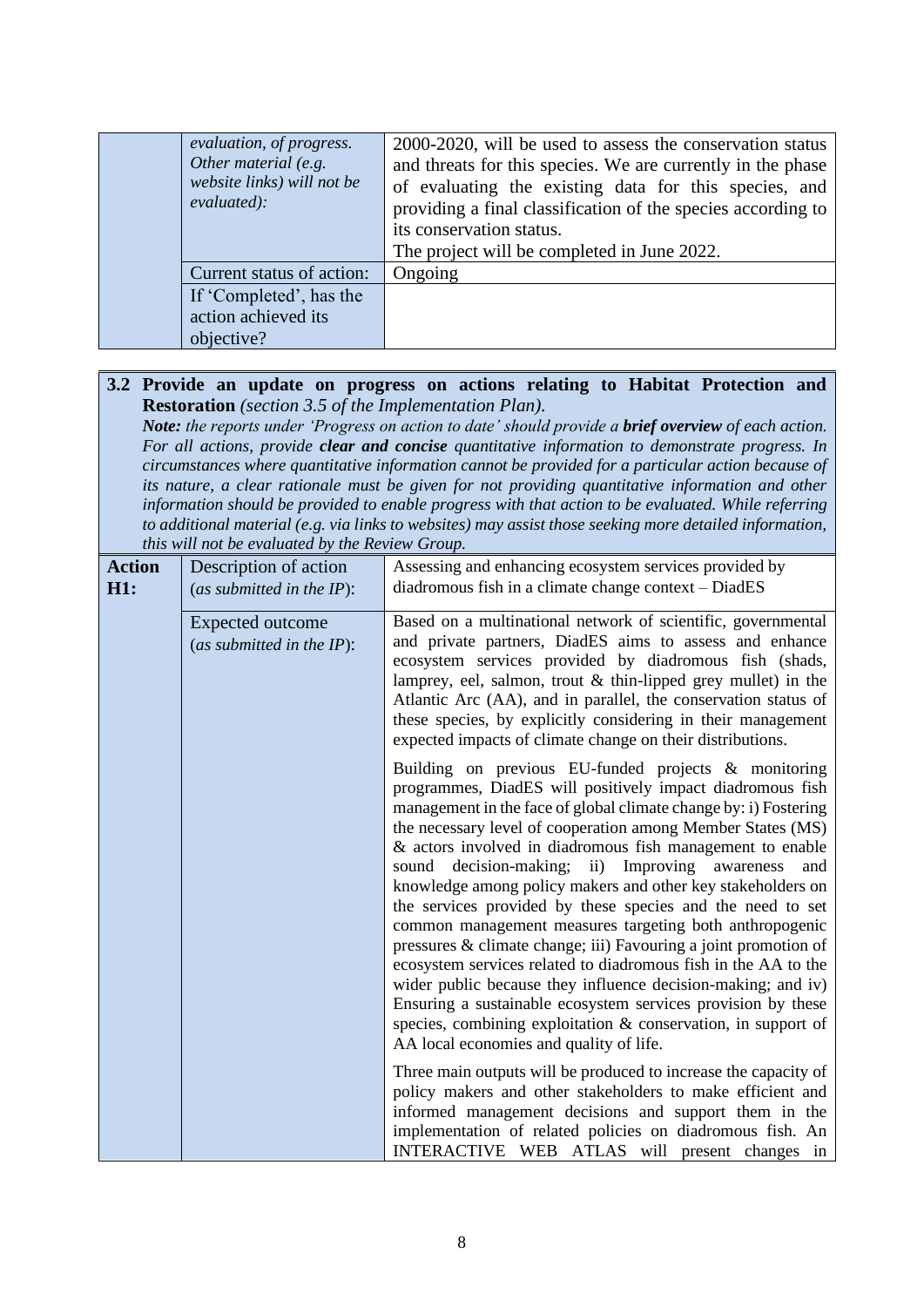| | | |
|---|---|---|
| | *evaluation, of progress. Other material (e.g. website links) will not be evaluated):* | 2000-2020, will be used to assess the conservation status and threats for this species. We are currently in the phase of evaluating the existing data for this species, and providing a final classification of the species according to its conservation status.<br>The project will be completed in June 2022. |
| | Current status of action: | Ongoing |
| | If 'Completed', has the action achieved its objective? | |

| **3.2 Provide an update on progress on actions relating to Habitat Protection and Restoration** *(section 3.5 of the Implementation Plan).*<br>***Note:*** *the reports under 'Progress on action to date' should provide a* ***brief overview*** *of each action. For all actions, provide* ***clear and concise*** *quantitative information to demonstrate progress. In circumstances where quantitative information cannot be provided for a particular action because of its nature, a clear rationale must be given for not providing quantitative information and other information should be provided to enable progress with that action to be evaluated. While referring to additional material (e.g. via links to websites) may assist those seeking more detailed information, this will not be evaluated by the Review Group.* | | |
|---|---|---|
| **Action H1:** | Description of action (*as submitted in the IP*): | Assessing and enhancing ecosystem services provided by diadromous fish in a climate change context – DiadES |
| | Expected outcome (*as submitted in the IP*): | Based on a multinational network of scientific, governmental and private partners, DiadES aims to assess and enhance ecosystem services provided by diadromous fish (shads, lamprey, eel, salmon, trout & thin-lipped grey mullet) in the Atlantic Arc (AA), and in parallel, the conservation status of these species, by explicitly considering in their management expected impacts of climate change on their distributions.<br><br>Building on previous EU-funded projects & monitoring programmes, DiadES will positively impact diadromous fish management in the face of global climate change by: i) Fostering the necessary level of cooperation among Member States (MS) & actors involved in diadromous fish management to enable sound decision-making; ii) Improving awareness and knowledge among policy makers and other key stakeholders on the services provided by these species and the need to set common management measures targeting both anthropogenic pressures & climate change; iii) Favouring a joint promotion of ecosystem services related to diadromous fish in the AA to the wider public because they influence decision-making; and iv) Ensuring a sustainable ecosystem services provision by these species, combining exploitation & conservation, in support of AA local economies and quality of life.<br><br>Three main outputs will be produced to increase the capacity of policy makers and other stakeholders to make efficient and informed management decisions and support them in the implementation of related policies on diadromous fish. An INTERACTIVE WEB ATLAS will present changes in |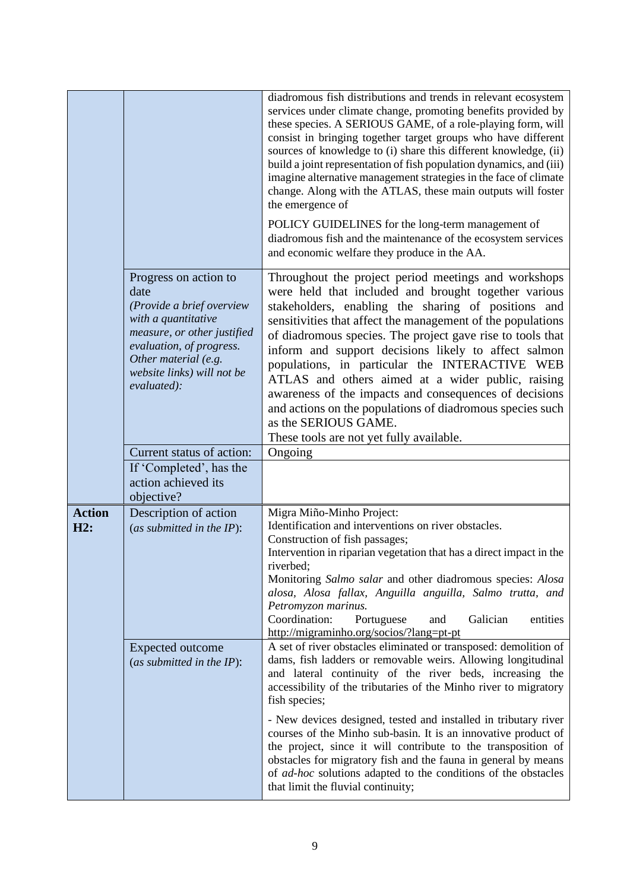| | | |
|---|---|---|
| | | diadromous fish distributions and trends in relevant ecosystem services under climate change, promoting benefits provided by these species. A SERIOUS GAME, of a role-playing form, will consist in bringing together target groups who have different sources of knowledge to (i) share this different knowledge, (ii) build a joint representation of fish population dynamics, and (iii) imagine alternative management strategies in the face of climate change. Along with the ATLAS, these main outputs will foster the emergence of<br><br>POLICY GUIDELINES for the long-term management of diadromous fish and the maintenance of the ecosystem services and economic welfare they produce in the AA. |
| | Progress on action to date<br>*(Provide a brief overview with a quantitative measure, or other justified evaluation, of progress. Other material (e.g. website links) will not be evaluated):* | Throughout the project period meetings and workshops were held that included and brought together various stakeholders, enabling the sharing of positions and sensitivities that affect the management of the populations of diadromous species. The project gave rise to tools that inform and support decisions likely to affect salmon populations, in particular the INTERACTIVE WEB ATLAS and others aimed at a wider public, raising awareness of the impacts and consequences of decisions and actions on the populations of diadromous species such as the SERIOUS GAME.<br>These tools are not yet fully available. |
| | Current status of action: | Ongoing |
| | If 'Completed', has the action achieved its objective? | |
| **Action H2:** | Description of action (*as submitted in the IP*): | Migra Miño-Minho Project:<br>Identification and interventions on river obstacles.<br>Construction of fish passages;<br>Intervention in riparian vegetation that has a direct impact in the riverbed;<br>Monitoring *Salmo salar* and other diadromous species: *Alosa alosa, Alosa fallax, Anguilla anguilla, Salmo trutta, and Petromyzon marinus.*<br>Coordination: Portuguese and Galician entities<br>http://migraminho.org/socios/?lang=pt-pt |
| | Expected outcome (*as submitted in the IP*): | A set of river obstacles eliminated or transposed: demolition of dams, fish ladders or removable weirs. Allowing longitudinal and lateral continuity of the river beds, increasing the accessibility of the tributaries of the Minho river to migratory fish species;<br><br>- New devices designed, tested and installed in tributary river courses of the Minho sub-basin. It is an innovative product of the project, since it will contribute to the transposition of obstacles for migratory fish and the fauna in general by means of *ad-hoc* solutions adapted to the conditions of the obstacles that limit the fluvial continuity; |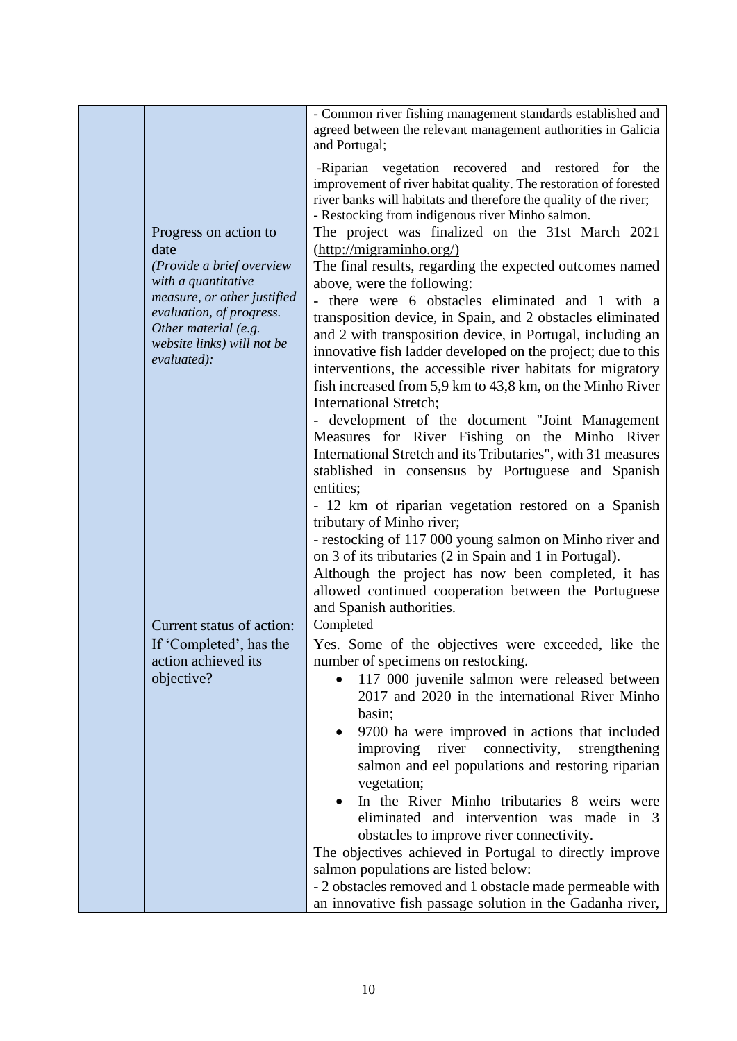| | | |
|---|---|---|
| | | - Common river fishing management standards established and agreed between the relevant management authorities in Galicia and Portugal;<br><br>-Riparian vegetation recovered and restored for the improvement of river habitat quality. The restoration of forested river banks will habitats and therefore the quality of the river;<br>- Restocking from indigenous river Minho salmon. |
| | Progress on action to date<br>*(Provide a brief overview with a quantitative measure, or other justified evaluation, of progress. Other material (e.g. website links) will not be evaluated):* | The project was finalized on the 31st March 2021 (http://migraminho.org/)<br>The final results, regarding the expected outcomes named above, were the following:<br>- there were 6 obstacles eliminated and 1 with a transposition device, in Spain, and 2 obstacles eliminated and 2 with transposition device, in Portugal, including an innovative fish ladder developed on the project; due to this interventions, the accessible river habitats for migratory fish increased from 5,9 km to 43,8 km, on the Minho River International Stretch;<br>- development of the document "Joint Management Measures for River Fishing on the Minho River International Stretch and its Tributaries", with 31 measures stablished in consensus by Portuguese and Spanish entities;<br>- 12 km of riparian vegetation restored on a Spanish tributary of Minho river;<br>- restocking of 117 000 young salmon on Minho river and on 3 of its tributaries (2 in Spain and 1 in Portugal).<br>Although the project has now been completed, it has allowed continued cooperation between the Portuguese and Spanish authorities. |
| | Current status of action: | Completed |
| | If 'Completed', has the action achieved its objective? | Yes. Some of the objectives were exceeded, like the number of specimens on restocking.<br>• 117 000 juvenile salmon were released between 2017 and 2020 in the international River Minho basin;<br>• 9700 ha were improved in actions that included improving river connectivity, strengthening salmon and eel populations and restoring riparian vegetation;<br>• In the River Minho tributaries 8 weirs were eliminated and intervention was made in 3 obstacles to improve river connectivity.<br>The objectives achieved in Portugal to directly improve salmon populations are listed below:<br>- 2 obstacles removed and 1 obstacle made permeable with an innovative fish passage solution in the Gadanha river, |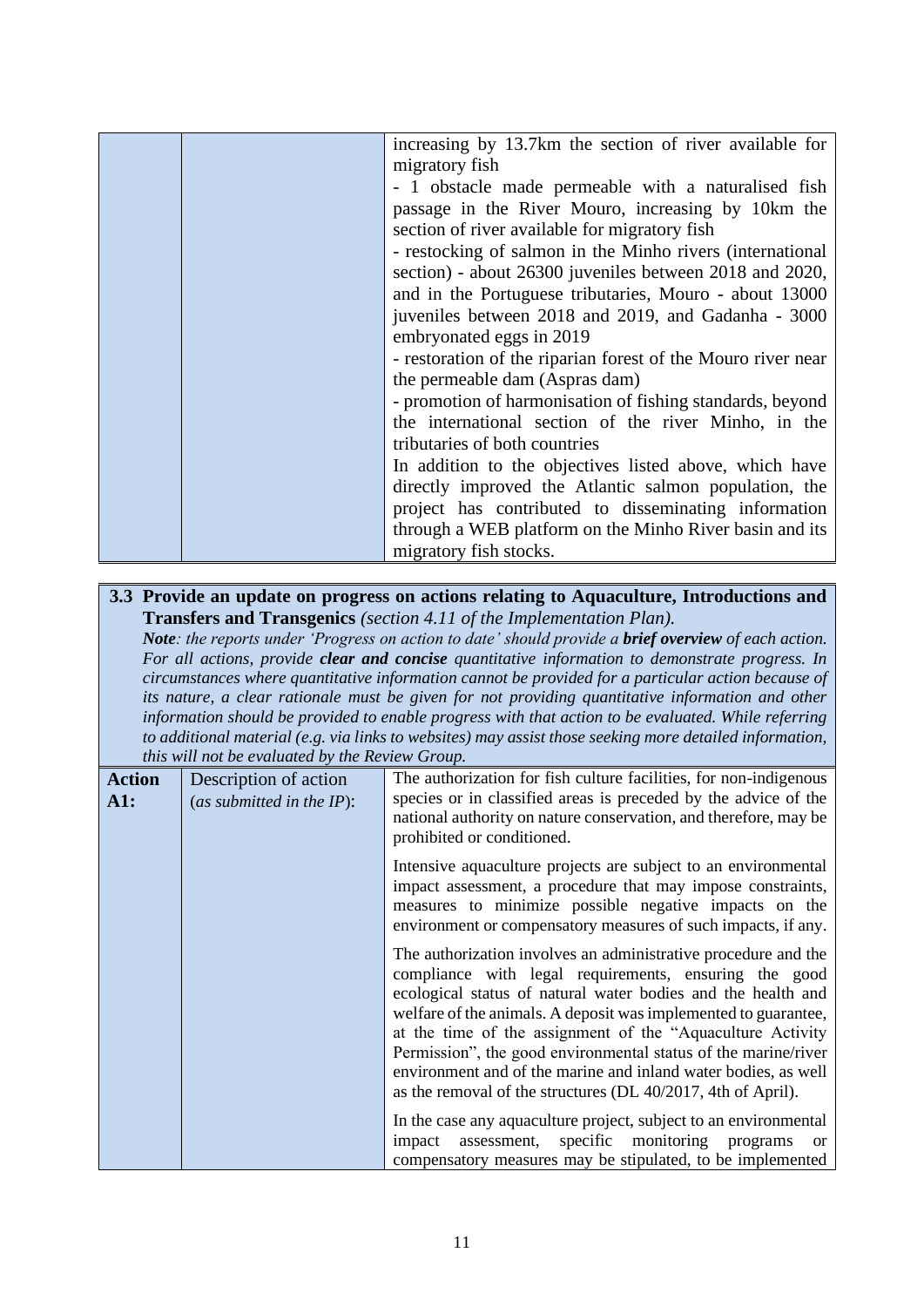| | | increasing by 13.7km the section of river available for migratory fish<br>- 1 obstacle made permeable with a naturalised fish passage in the River Mouro, increasing by 10km the section of river available for migratory fish<br>- restocking of salmon in the Minho rivers (international section) - about 26300 juveniles between 2018 and 2020, and in the Portuguese tributaries, Mouro - about 13000 juveniles between 2018 and 2019, and Gadanha - 3000 embryonated eggs in 2019<br>- restoration of the riparian forest of the Mouro river near the permeable dam (Aspras dam)<br>- promotion of harmonisation of fishing standards, beyond the international section of the river Minho, in the tributaries of both countries<br>In addition to the objectives listed above, which have directly improved the Atlantic salmon population, the project has contributed to disseminating information through a WEB platform on the Minho River basin and its migratory fish stocks. |
|---|---|---|

**3.3 Provide an update on progress on actions relating to Aquaculture, Introductions and Transfers and Transgenics** *(section 4.11 of the Implementation Plan).*

***Note**: the reports under 'Progress on action to date' should provide a **brief overview** of each action. For all actions, provide **clear and concise** quantitative information to demonstrate progress. In circumstances where quantitative information cannot be provided for a particular action because of its nature, a clear rationale must be given for not providing quantitative information and other information should be provided to enable progress with that action to be evaluated. While referring to additional material (e.g. via links to websites) may assist those seeking more detailed information, this will not be evaluated by the Review Group.*

| **Action A1:** | Description of action (*as submitted in the IP*): | The authorization for fish culture facilities, for non-indigenous species or in classified areas is preceded by the advice of the national authority on nature conservation, and therefore, may be prohibited or conditioned.<br><br>Intensive aquaculture projects are subject to an environmental impact assessment, a procedure that may impose constraints, measures to minimize possible negative impacts on the environment or compensatory measures of such impacts, if any.<br><br>The authorization involves an administrative procedure and the compliance with legal requirements, ensuring the good ecological status of natural water bodies and the health and welfare of the animals. A deposit was implemented to guarantee, at the time of the assignment of the "Aquaculture Activity Permission", the good environmental status of the marine/river environment and of the marine and inland water bodies, as well as the removal of the structures (DL 40/2017, 4th of April).<br><br>In the case any aquaculture project, subject to an environmental impact assessment, specific monitoring programs or compensatory measures may be stipulated, to be implemented |
|---|---|---|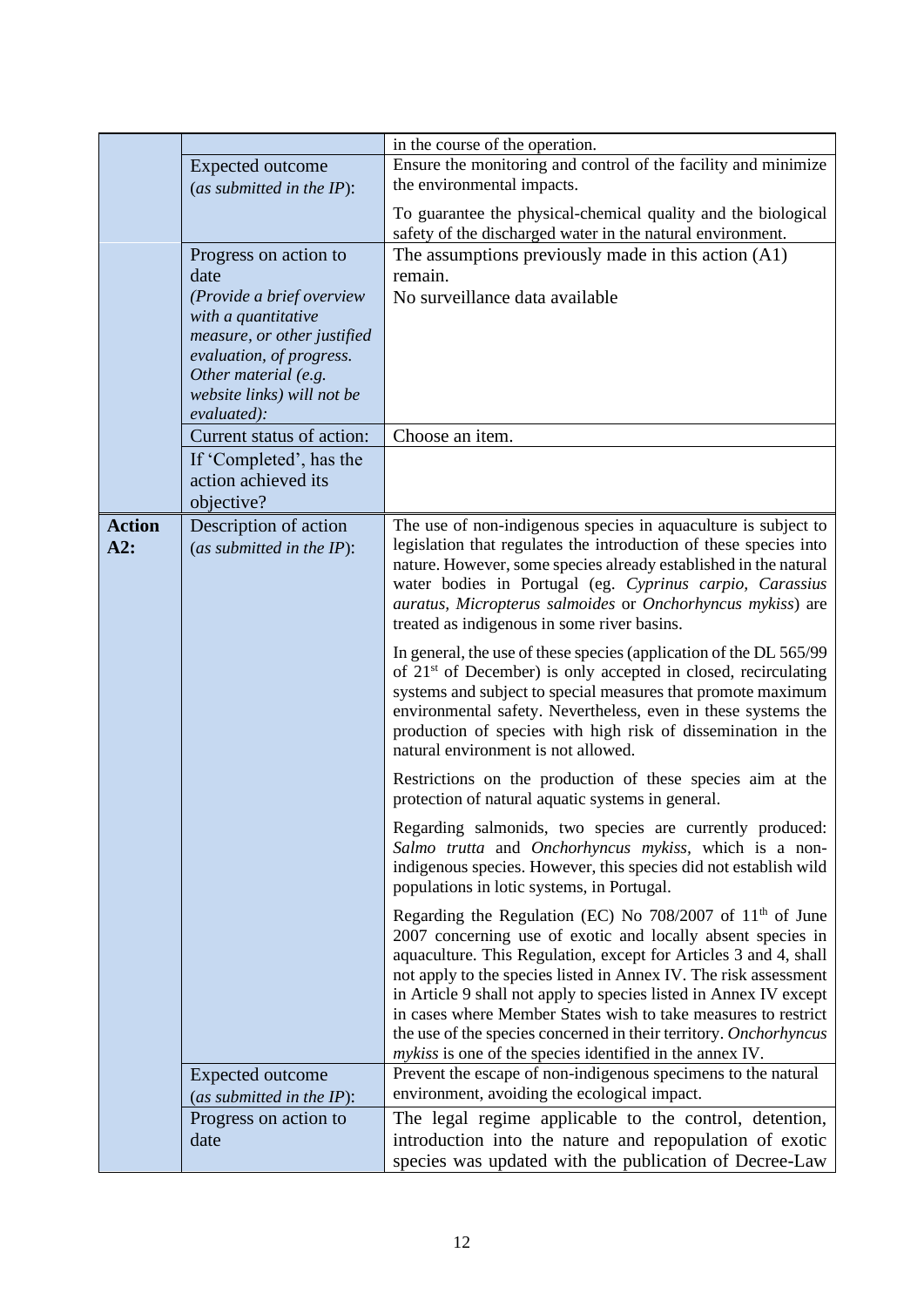| | | |
|---|---|---|
| | | in the course of the operation. |
| | Expected outcome (*as submitted in the IP*): | Ensure the monitoring and control of the facility and minimize the environmental impacts.<br><br>To guarantee the physical-chemical quality and the biological safety of the discharged water in the natural environment. |
| | Progress on action to date *(Provide a brief overview with a quantitative measure, or other justified evaluation, of progress. Other material (e.g. website links) will not be evaluated):* | The assumptions previously made in this action (A1) remain.<br>No surveillance data available |
| | Current status of action: | Choose an item. |
| | If 'Completed', has the action achieved its objective? | |
| **Action A2:** | Description of action (*as submitted in the IP*): | The use of non-indigenous species in aquaculture is subject to legislation that regulates the introduction of these species into nature. However, some species already established in the natural water bodies in Portugal (eg. *Cyprinus carpio, Carassius auratus, Micropterus salmoides* or *Onchorhyncus mykiss*) are treated as indigenous in some river basins.<br><br>In general, the use of these species (application of the DL 565/99 of 21st of December) is only accepted in closed, recirculating systems and subject to special measures that promote maximum environmental safety. Nevertheless, even in these systems the production of species with high risk of dissemination in the natural environment is not allowed.<br><br>Restrictions on the production of these species aim at the protection of natural aquatic systems in general.<br><br>Regarding salmonids, two species are currently produced: *Salmo trutta* and *Onchorhyncus mykiss*, which is a non-indigenous species. However, this species did not establish wild populations in lotic systems, in Portugal.<br><br>Regarding the Regulation (EC) No 708/2007 of 11th of June 2007 concerning use of exotic and locally absent species in aquaculture. This Regulation, except for Articles 3 and 4, shall not apply to the species listed in Annex IV. The risk assessment in Article 9 shall not apply to species listed in Annex IV except in cases where Member States wish to take measures to restrict the use of the species concerned in their territory. *Onchorhyncus mykiss* is one of the species identified in the annex IV. |
| | Expected outcome (*as submitted in the IP*): | Prevent the escape of non-indigenous specimens to the natural environment, avoiding the ecological impact. |
| | Progress on action to date | The legal regime applicable to the control, detention, introduction into the nature and repopulation of exotic species was updated with the publication of Decree-Law |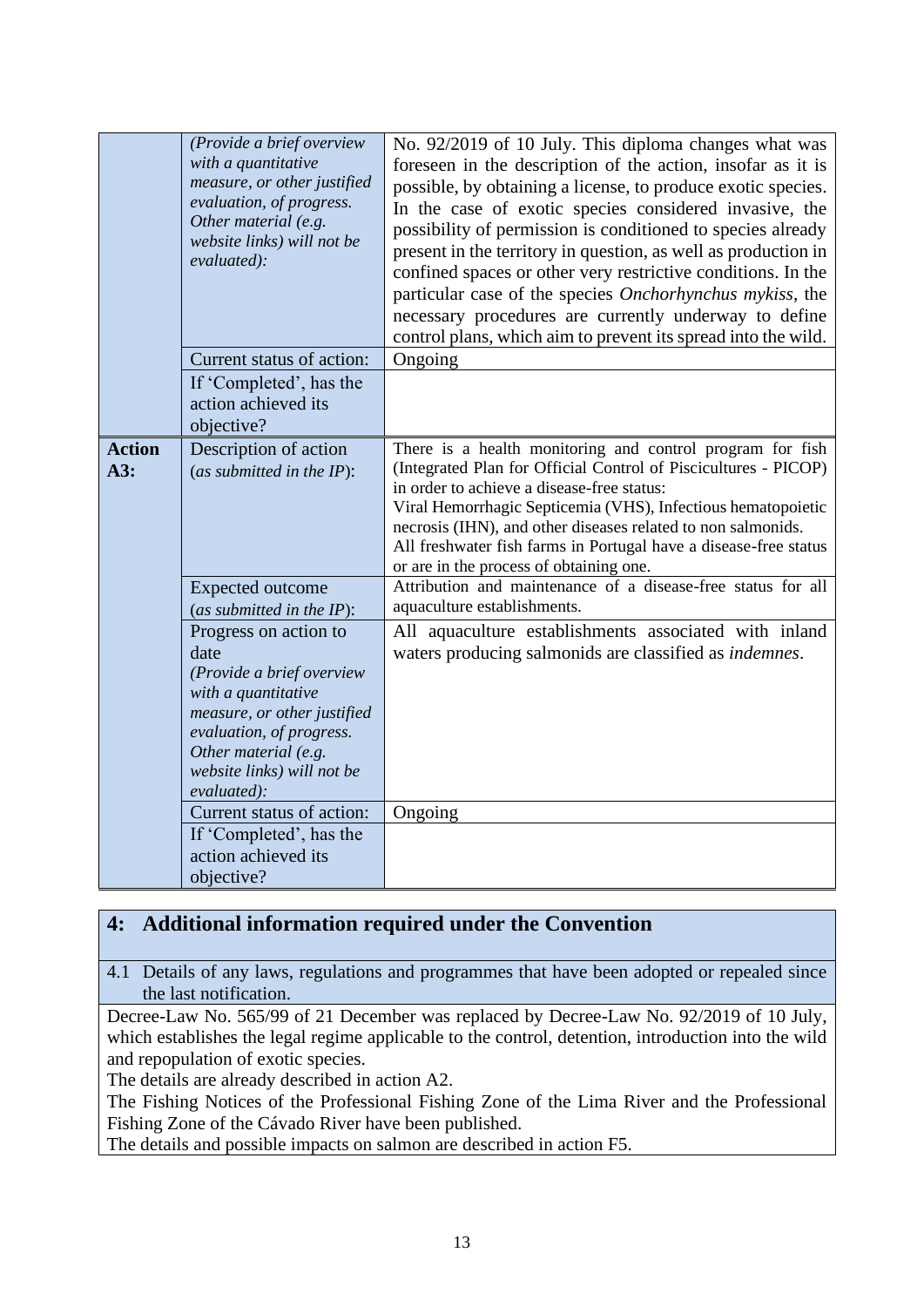| | | |
|---|---|---|
| | *(Provide a brief overview with a quantitative measure, or other justified evaluation, of progress. Other material (e.g. website links) will not be evaluated):* | No. 92/2019 of 10 July. This diploma changes what was foreseen in the description of the action, insofar as it is possible, by obtaining a license, to produce exotic species. In the case of exotic species considered invasive, the possibility of permission is conditioned to species already present in the territory in question, as well as production in confined spaces or other very restrictive conditions. In the particular case of the species *Onchorhynchus mykiss*, the necessary procedures are currently underway to define control plans, which aim to prevent its spread into the wild. |
| | Current status of action: | Ongoing |
| | If 'Completed', has the action achieved its objective? | |
| **Action A3:** | Description of action (*as submitted in the IP*): | There is a health monitoring and control program for fish (Integrated Plan for Official Control of Piscicultures - PICOP) in order to achieve a disease-free status: Viral Hemorrhagic Septicemia (VHS), Infectious hematopoietic necrosis (IHN), and other diseases related to non salmonids. All freshwater fish farms in Portugal have a disease-free status or are in the process of obtaining one. |
| | Expected outcome (*as submitted in the IP*): | Attribution and maintenance of a disease-free status for all aquaculture establishments. |
| | Progress on action to date *(Provide a brief overview with a quantitative measure, or other justified evaluation, of progress. Other material (e.g. website links) will not be evaluated):* | All aquaculture establishments associated with inland waters producing salmonids are classified as *indemnes*. |
| | Current status of action: | Ongoing |
| | If 'Completed', has the action achieved its objective? | |

## 4: Additional information required under the Convention

4.1 Details of any laws, regulations and programmes that have been adopted or repealed since the last notification.

Decree-Law No. 565/99 of 21 December was replaced by Decree-Law No. 92/2019 of 10 July, which establishes the legal regime applicable to the control, detention, introduction into the wild and repopulation of exotic species.

The details are already described in action A2.

The Fishing Notices of the Professional Fishing Zone of the Lima River and the Professional Fishing Zone of the Cávado River have been published.

The details and possible impacts on salmon are described in action F5.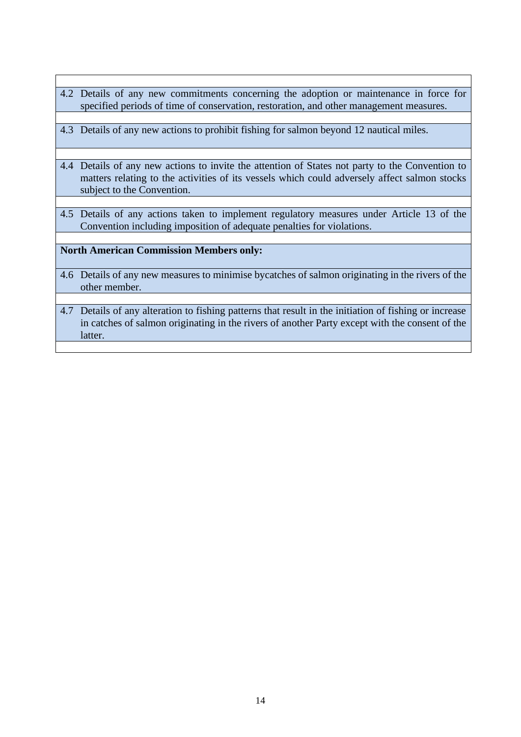| |
|---|
| |
| 4.2 Details of any new commitments concerning the adoption or maintenance in force for specified periods of time of conservation, restoration, and other management measures. |
| |
| 4.3 Details of any new actions to prohibit fishing for salmon beyond 12 nautical miles. |
| |
| 4.4 Details of any new actions to invite the attention of States not party to the Convention to matters relating to the activities of its vessels which could adversely affect salmon stocks subject to the Convention. |
| |
| 4.5 Details of any actions taken to implement regulatory measures under Article 13 of the Convention including imposition of adequate penalties for violations. |
| |
| **North American Commission Members only:** |
| 4.6 Details of any new measures to minimise bycatches of salmon originating in the rivers of the other member. |
| |
| 4.7 Details of any alteration to fishing patterns that result in the initiation of fishing or increase in catches of salmon originating in the rivers of another Party except with the consent of the latter. |
| |